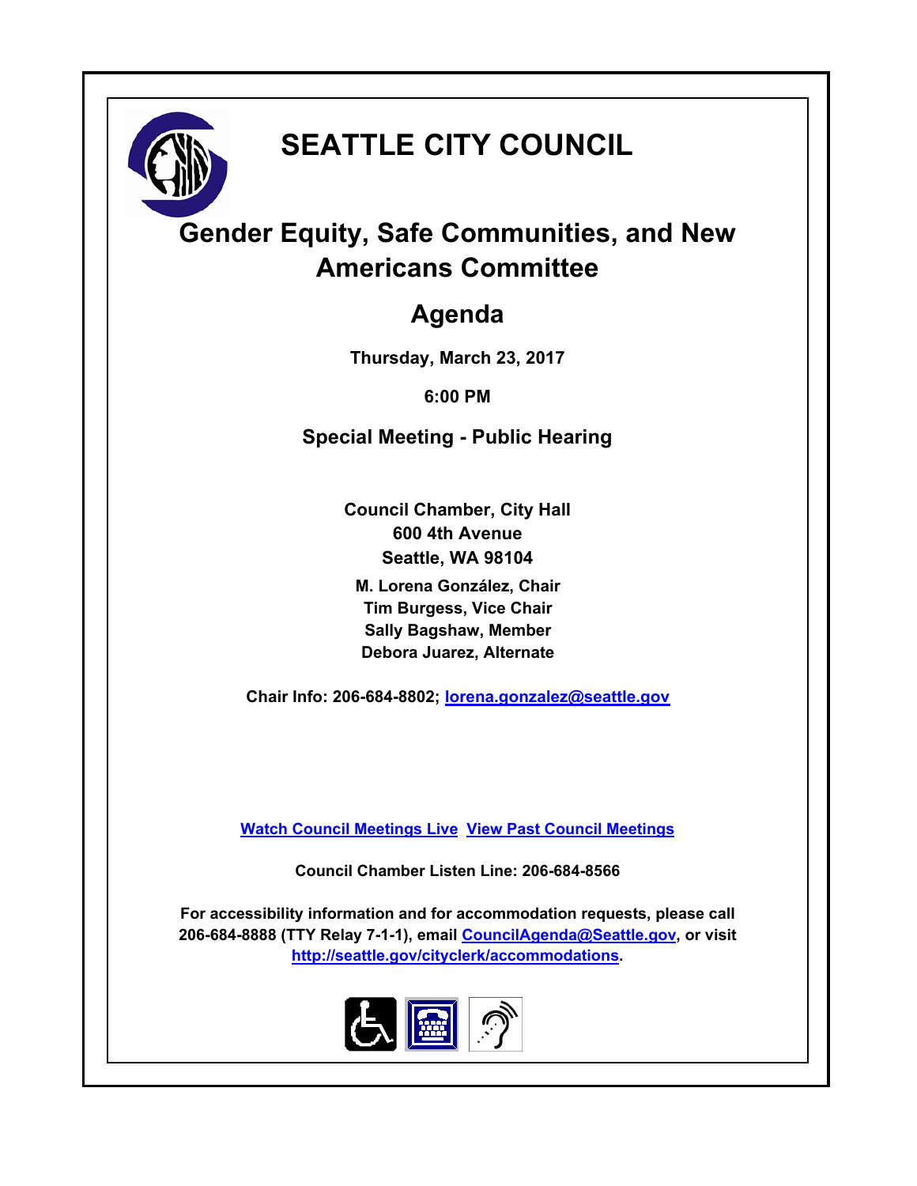# SEATTLE CITY COUNCIL

## Gender Equity, Safe Communities, and New Americans Committee

## Agenda

**Thursday, March 23, 2017**

**6:00 PM**

**Special Meeting - Public Hearing**

**Council Chamber, City Hall**
**600 4th Avenue**
**Seattle, WA 98104**

**M. Lorena González, Chair**
**Tim Burgess, Vice Chair**
**Sally Bagshaw, Member**
**Debora Juarez, Alternate**

**Chair Info: 206-684-8802; lorena.gonzalez@seattle.gov**

**Watch Council Meetings Live  View Past Council Meetings**

**Council Chamber Listen Line: 206-684-8566**

**For accessibility information and for accommodation requests, please call 206-684-8888 (TTY Relay 7-1-1), email CouncilAgenda@Seattle.gov, or visit http://seattle.gov/cityclerk/accommodations.**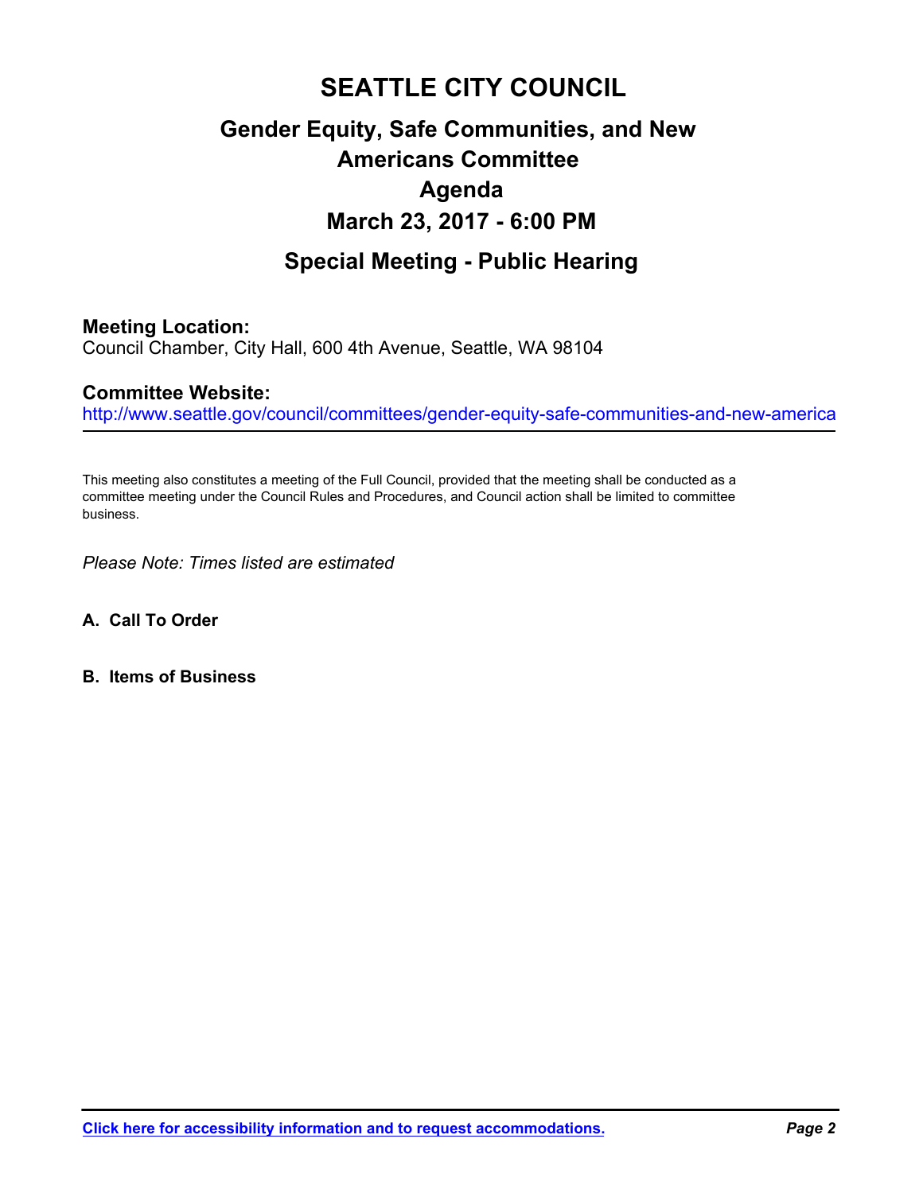# SEATTLE CITY COUNCIL

## Gender Equity, Safe Communities, and New Americans Committee

## Agenda

## March 23, 2017 - 6:00 PM

## Special Meeting - Public Hearing

**Meeting Location:**

Council Chamber, City Hall, 600 4th Avenue, Seattle, WA 98104

**Committee Website:**

http://www.seattle.gov/council/committees/gender-equity-safe-communities-and-new-america

---

This meeting also constitutes a meeting of the Full Council, provided that the meeting shall be conducted as a committee meeting under the Council Rules and Procedures, and Council action shall be limited to committee business.

*Please Note: Times listed are estimated*

**A. Call To Order**

**B. Items of Business**

**Click here for accessibility information and to request accommodations.**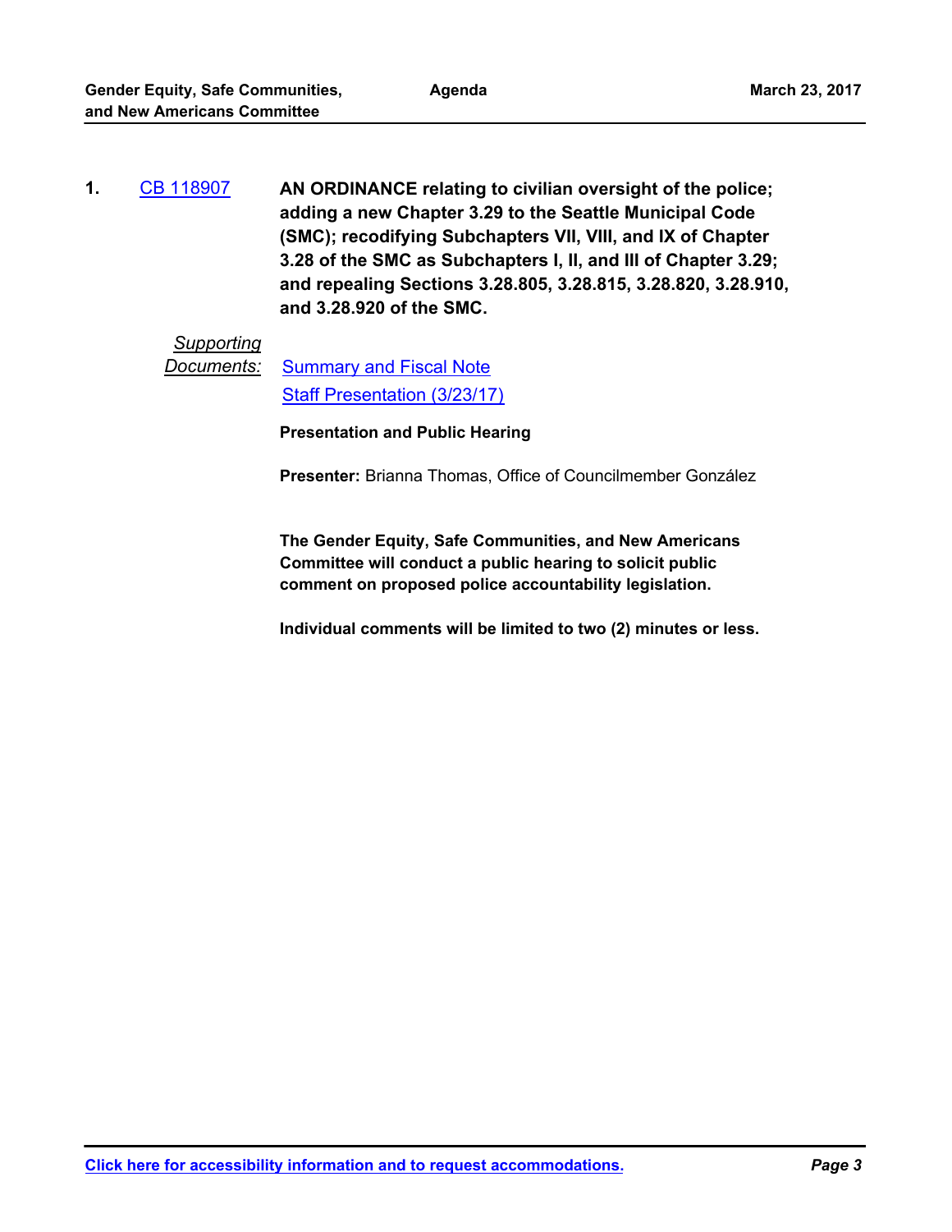**1.** CB 118907 **AN ORDINANCE relating to civilian oversight of the police; adding a new Chapter 3.29 to the Seattle Municipal Code (SMC); recodifying Subchapters VII, VIII, and IX of Chapter 3.28 of the SMC as Subchapters I, II, and III of Chapter 3.29; and repealing Sections 3.28.805, 3.28.815, 3.28.820, 3.28.910, and 3.28.920 of the SMC.**

*Supporting Documents:*
Summary and Fiscal Note
Staff Presentation (3/23/17)

**Presentation and Public Hearing**

**Presenter:** Brianna Thomas, Office of Councilmember González

**The Gender Equity, Safe Communities, and New Americans Committee will conduct a public hearing to solicit public comment on proposed police accountability legislation.**

**Individual comments will be limited to two (2) minutes or less.**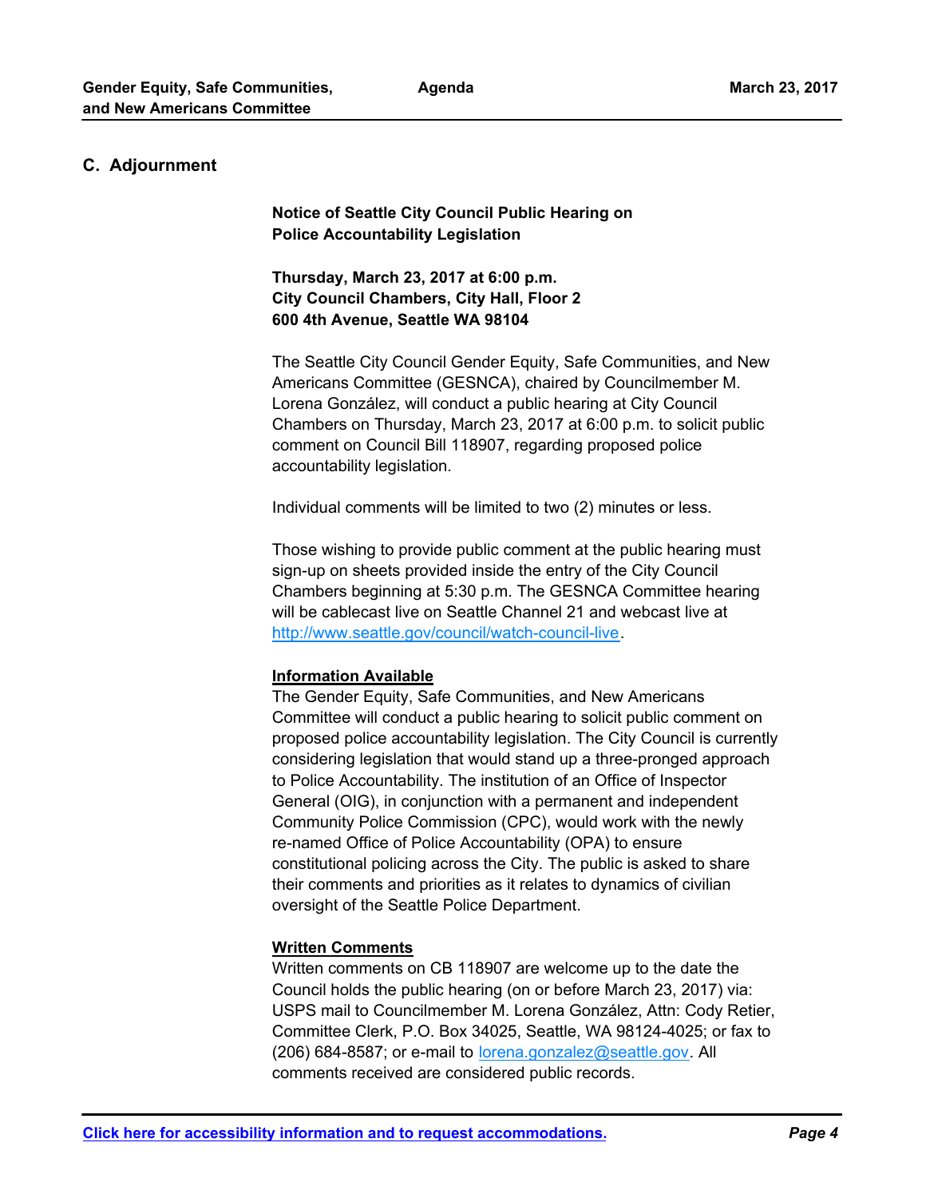## C. Adjournment

**Notice of Seattle City Council Public Hearing on Police Accountability Legislation**

**Thursday, March 23, 2017 at 6:00 p.m.**
**City Council Chambers, City Hall, Floor 2**
**600 4th Avenue, Seattle WA 98104**

The Seattle City Council Gender Equity, Safe Communities, and New Americans Committee (GESNCA), chaired by Councilmember M. Lorena González, will conduct a public hearing at City Council Chambers on Thursday, March 23, 2017 at 6:00 p.m. to solicit public comment on Council Bill 118907, regarding proposed police accountability legislation.

Individual comments will be limited to two (2) minutes or less.

Those wishing to provide public comment at the public hearing must sign-up on sheets provided inside the entry of the City Council Chambers beginning at 5:30 p.m. The GESNCA Committee hearing will be cablecast live on Seattle Channel 21 and webcast live at http://www.seattle.gov/council/watch-council-live.

**Information Available**

The Gender Equity, Safe Communities, and New Americans Committee will conduct a public hearing to solicit public comment on proposed police accountability legislation. The City Council is currently considering legislation that would stand up a three-pronged approach to Police Accountability. The institution of an Office of Inspector General (OIG), in conjunction with a permanent and independent Community Police Commission (CPC), would work with the newly re-named Office of Police Accountability (OPA) to ensure constitutional policing across the City. The public is asked to share their comments and priorities as it relates to dynamics of civilian oversight of the Seattle Police Department.

**Written Comments**

Written comments on CB 118907 are welcome up to the date the Council holds the public hearing (on or before March 23, 2017) via: USPS mail to Councilmember M. Lorena González, Attn: Cody Retier, Committee Clerk, P.O. Box 34025, Seattle, WA 98124-4025; or fax to (206) 684-8587; or e-mail to lorena.gonzalez@seattle.gov. All comments received are considered public records.

**Click here for accessibility information and to request accommodations.**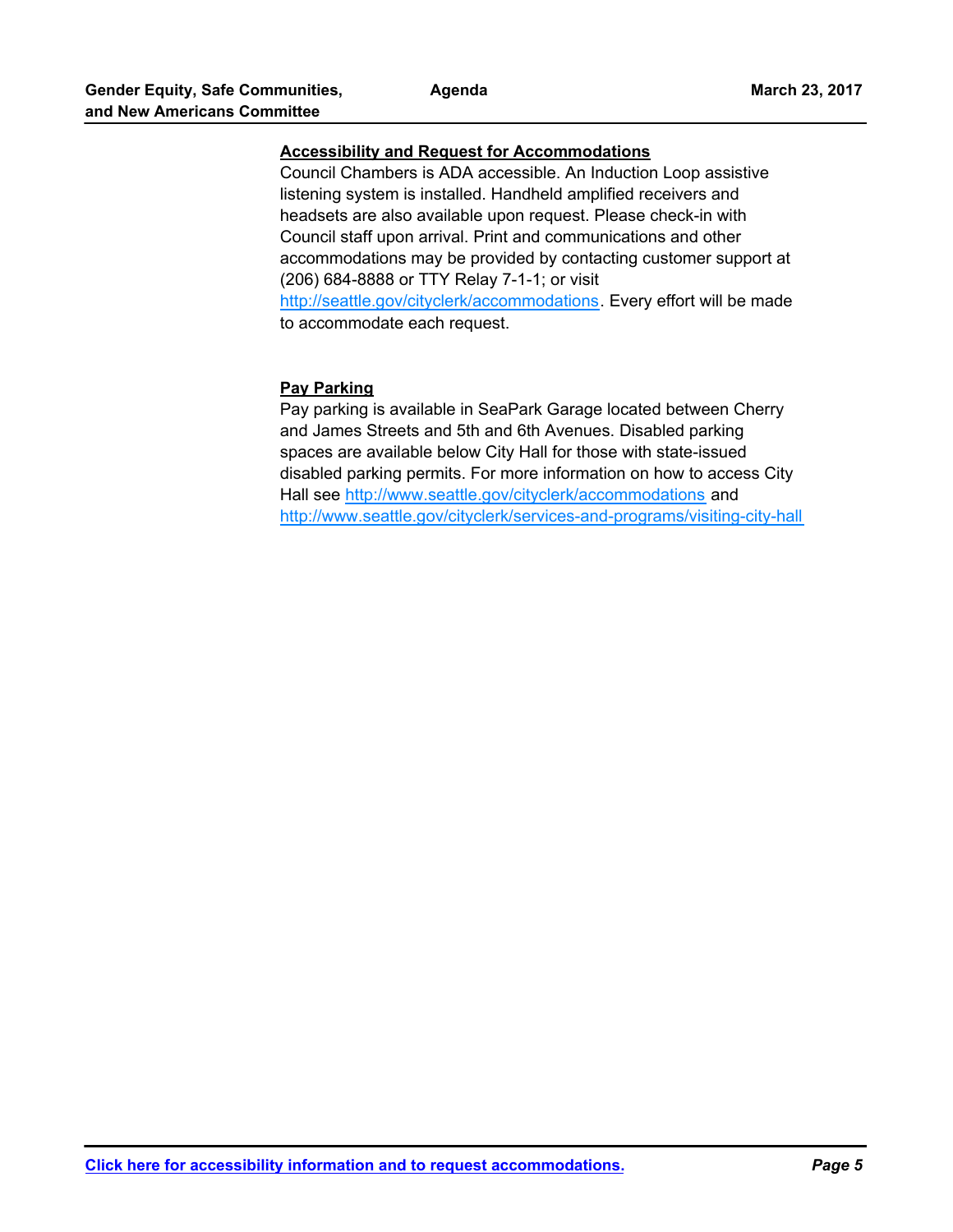**Accessibility and Request for Accommodations**

Council Chambers is ADA accessible. An Induction Loop assistive listening system is installed. Handheld amplified receivers and headsets are also available upon request. Please check-in with Council staff upon arrival. Print and communications and other accommodations may be provided by contacting customer support at (206) 684-8888 or TTY Relay 7-1-1; or visit http://seattle.gov/cityclerk/accommodations. Every effort will be made to accommodate each request.

**Pay Parking**

Pay parking is available in SeaPark Garage located between Cherry and James Streets and 5th and 6th Avenues. Disabled parking spaces are available below City Hall for those with state-issued disabled parking permits. For more information on how to access City Hall see http://www.seattle.gov/cityclerk/accommodations and http://www.seattle.gov/cityclerk/services-and-programs/visiting-city-hall